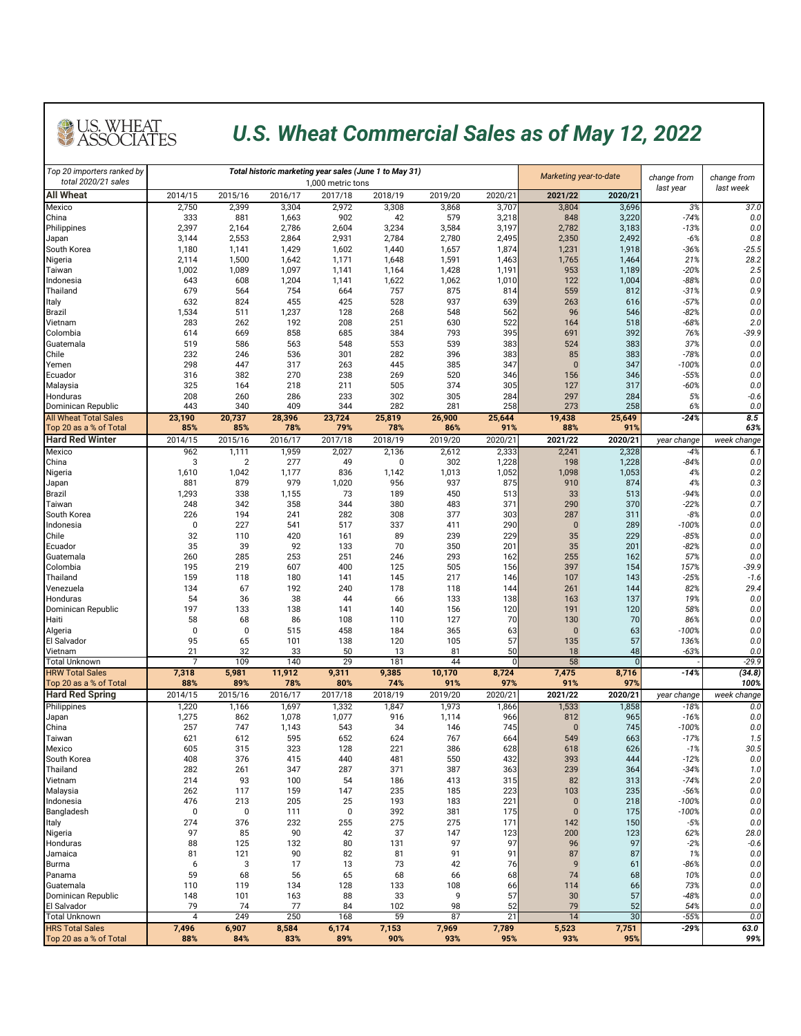# U.S. Wheat Commercial Sales as of May 12, 2022

U.S. WHEAT ASSOCIATES

| Top 20 importers ranked by total 2020/21 sales | Total historic marketing year sales (June 1 to May 31) 1,000 metric tons | | | | | | | Marketing year-to-date | | change from last year | change from last week |
|---|---|---|---|---|---|---|---|---|---|---|---|
| **All Wheat** | 2014/15 | 2015/16 | 2016/17 | 2017/18 | 2018/19 | 2019/20 | 2020/21 | **2021/22** | **2020/21** | | |
| Mexico | 2,750 | 2,399 | 3,304 | 2,972 | 3,308 | 3,868 | 3,707 | 3,804 | 3,696 | 3% | 37.0 |
| China | 333 | 881 | 1,663 | 902 | 42 | 579 | 3,218 | 848 | 3,220 | -74% | 0.0 |
| Philippines | 2,397 | 2,164 | 2,786 | 2,604 | 3,234 | 3,584 | 3,197 | 2,782 | 3,183 | -13% | 0.0 |
| Japan | 3,144 | 2,553 | 2,864 | 2,931 | 2,784 | 2,780 | 2,495 | 2,350 | 2,492 | -6% | 0.8 |
| South Korea | 1,180 | 1,141 | 1,429 | 1,602 | 1,440 | 1,657 | 1,874 | 1,231 | 1,918 | -36% | -25.5 |
| Nigeria | 2,114 | 1,500 | 1,642 | 1,171 | 1,648 | 1,591 | 1,463 | 1,765 | 1,464 | 21% | 28.2 |
| Taiwan | 1,002 | 1,089 | 1,097 | 1,141 | 1,164 | 1,428 | 1,191 | 953 | 1,189 | -20% | 2.5 |
| Indonesia | 643 | 608 | 1,204 | 1,141 | 1,622 | 1,062 | 1,010 | 122 | 1,004 | -88% | 0.0 |
| Thailand | 679 | 564 | 754 | 664 | 757 | 875 | 814 | 559 | 812 | -31% | 0.9 |
| Italy | 632 | 824 | 455 | 425 | 528 | 937 | 639 | 263 | 616 | -57% | 0.0 |
| Brazil | 1,534 | 511 | 1,237 | 128 | 268 | 548 | 562 | 96 | 546 | -82% | 0.0 |
| Vietnam | 283 | 262 | 192 | 208 | 251 | 630 | 522 | 164 | 518 | -68% | 2.0 |
| Colombia | 614 | 669 | 858 | 685 | 384 | 793 | 395 | 691 | 392 | 76% | -39.9 |
| Guatemala | 519 | 586 | 563 | 548 | 553 | 539 | 383 | 524 | 383 | 37% | 0.0 |
| Chile | 232 | 246 | 536 | 301 | 282 | 396 | 383 | 85 | 383 | -78% | 0.0 |
| Yemen | 298 | 447 | 317 | 263 | 445 | 385 | 347 | 0 | 347 | -100% | 0.0 |
| Ecuador | 316 | 382 | 270 | 238 | 269 | 520 | 346 | 156 | 346 | -55% | 0.0 |
| Malaysia | 325 | 164 | 218 | 211 | 505 | 374 | 305 | 127 | 317 | -60% | 0.0 |
| Honduras | 208 | 260 | 286 | 233 | 302 | 305 | 284 | 297 | 284 | 5% | -0.6 |
| Dominican Republic | 443 | 340 | 409 | 344 | 282 | 281 | 258 | 273 | 258 | 6% | 0.0 |
| All Wheat Total Sales | **23,190** | **20,737** | **28,396** | **23,724** | **25,819** | **26,900** | **25,644** | **19,438** | **25,649** | **-24%** | **8.5** |
| Top 20 as a % of Total | **85%** | **85%** | **78%** | **79%** | **78%** | **86%** | **91%** | **88%** | **91%** | | **63%** |
| **Hard Red Winter** | 2014/15 | 2015/16 | 2016/17 | 2017/18 | 2018/19 | 2019/20 | 2020/21 | **2021/22** | **2020/21** | year change | week change |
| Mexico | 962 | 1,111 | 1,959 | 2,027 | 2,136 | 2,612 | 2,333 | 2,241 | 2,328 | -4% | 6.1 |
| China | 3 | 2 | 277 | 49 | 0 | 302 | 1,228 | 198 | 1,228 | -84% | 0.0 |
| Nigeria | 1,610 | 1,042 | 1,177 | 836 | 1,142 | 1,013 | 1,052 | 1,098 | 1,053 | 4% | 0.2 |
| Japan | 881 | 879 | 979 | 1,020 | 956 | 937 | 875 | 910 | 874 | 4% | 0.3 |
| Brazil | 1,293 | 338 | 1,155 | 73 | 189 | 450 | 513 | 33 | 513 | -94% | 0.0 |
| Taiwan | 248 | 342 | 358 | 344 | 380 | 483 | 371 | 290 | 370 | -22% | 0.7 |
| South Korea | 226 | 194 | 241 | 282 | 308 | 377 | 303 | 287 | 311 | -8% | 0.0 |
| Indonesia | 0 | 227 | 541 | 517 | 337 | 411 | 290 | 0 | 289 | -100% | 0.0 |
| Chile | 32 | 110 | 420 | 161 | 89 | 239 | 229 | 35 | 229 | -85% | 0.0 |
| Ecuador | 35 | 39 | 92 | 133 | 70 | 350 | 201 | 35 | 201 | -82% | 0.0 |
| Guatemala | 260 | 285 | 253 | 251 | 246 | 293 | 162 | 255 | 162 | 57% | 0.0 |
| Colombia | 195 | 219 | 607 | 400 | 125 | 505 | 156 | 397 | 154 | 157% | -39.9 |
| Thailand | 159 | 118 | 180 | 141 | 145 | 217 | 146 | 107 | 143 | -25% | -1.6 |
| Venezuela | 134 | 67 | 192 | 240 | 178 | 118 | 144 | 261 | 144 | 82% | 29.4 |
| Honduras | 54 | 36 | 38 | 44 | 66 | 133 | 138 | 163 | 137 | 19% | 0.0 |
| Dominican Republic | 197 | 133 | 138 | 141 | 140 | 156 | 120 | 191 | 120 | 58% | 0.0 |
| Haiti | 58 | 68 | 86 | 108 | 110 | 127 | 70 | 130 | 70 | 86% | 0.0 |
| Algeria | 0 | 0 | 515 | 458 | 184 | 365 | 63 | 0 | 63 | -100% | 0.0 |
| El Salvador | 95 | 65 | 101 | 138 | 120 | 105 | 57 | 135 | 57 | 136% | 0.0 |
| Vietnam | 21 | 32 | 33 | 50 | 13 | 81 | 50 | 18 | 48 | -63% | 0.0 |
| Total Unknown | 7 | 109 | 140 | 29 | 181 | 44 | 0 | 58 | 0 | - | -29.9 |
| HRW Total Sales | **7,318** | **5,981** | **11,912** | **9,311** | **9,385** | **10,170** | **8,724** | **7,475** | **8,716** | **-14%** | **(34.8)** |
| Top 20 as a % of Total | **88%** | **89%** | **78%** | **80%** | **74%** | **91%** | **97%** | **91%** | **97%** | | **100%** |
| **Hard Red Spring** | 2014/15 | 2015/16 | 2016/17 | 2017/18 | 2018/19 | 2019/20 | 2020/21 | **2021/22** | **2020/21** | year change | week change |
| Philippines | 1,220 | 1,166 | 1,697 | 1,332 | 1,847 | 1,973 | 1,866 | 1,533 | 1,858 | -18% | 0.0 |
| Japan | 1,275 | 862 | 1,078 | 1,077 | 916 | 1,114 | 966 | 812 | 965 | -16% | 0.0 |
| China | 257 | 747 | 1,143 | 543 | 34 | 146 | 745 | 0 | 745 | -100% | 0.0 |
| Taiwan | 621 | 612 | 595 | 652 | 624 | 767 | 664 | 549 | 663 | -17% | 1.5 |
| Mexico | 605 | 315 | 323 | 128 | 221 | 386 | 628 | 618 | 626 | -1% | 30.5 |
| South Korea | 408 | 376 | 415 | 440 | 481 | 550 | 432 | 393 | 444 | -12% | 0.0 |
| Thailand | 282 | 261 | 347 | 287 | 371 | 387 | 363 | 239 | 364 | -34% | 1.0 |
| Vietnam | 214 | 93 | 100 | 54 | 186 | 413 | 315 | 82 | 313 | -74% | 2.0 |
| Malaysia | 262 | 117 | 159 | 147 | 235 | 185 | 223 | 103 | 235 | -56% | 0.0 |
| Indonesia | 476 | 213 | 205 | 25 | 193 | 183 | 221 | 0 | 218 | -100% | 0.0 |
| Bangladesh | 0 | 0 | 111 | 0 | 392 | 381 | 175 | 0 | 175 | -100% | 0.0 |
| Italy | 274 | 376 | 232 | 255 | 275 | 275 | 171 | 142 | 150 | -5% | 0.0 |
| Nigeria | 97 | 85 | 90 | 42 | 37 | 147 | 123 | 200 | 123 | 62% | 28.0 |
| Honduras | 88 | 125 | 132 | 80 | 131 | 97 | 97 | 96 | 97 | -2% | -0.6 |
| Jamaica | 81 | 121 | 90 | 82 | 81 | 91 | 91 | 87 | 87 | 1% | 0.0 |
| Burma | 6 | 3 | 17 | 13 | 73 | 42 | 76 | 9 | 61 | -86% | 0.0 |
| Panama | 59 | 68 | 56 | 65 | 68 | 66 | 68 | 74 | 68 | 10% | 0.0 |
| Guatemala | 110 | 119 | 134 | 128 | 133 | 108 | 66 | 114 | 66 | 73% | 0.0 |
| Dominican Republic | 148 | 101 | 163 | 88 | 33 | 9 | 57 | 30 | 57 | -48% | 0.0 |
| El Salvador | 79 | 74 | 77 | 84 | 102 | 98 | 52 | 79 | 52 | 54% | 0.0 |
| Total Unknown | 4 | 249 | 250 | 168 | 59 | 87 | 21 | 14 | 30 | -55% | 0.0 |
| HRS Total Sales | **7,496** | **6,907** | **8,584** | **6,174** | **7,153** | **7,969** | **7,789** | **5,523** | **7,751** | **-29%** | **63.0** |
| Top 20 as a % of Total | **88%** | **84%** | **83%** | **89%** | **90%** | **93%** | **95%** | **93%** | **95%** | | **99%** |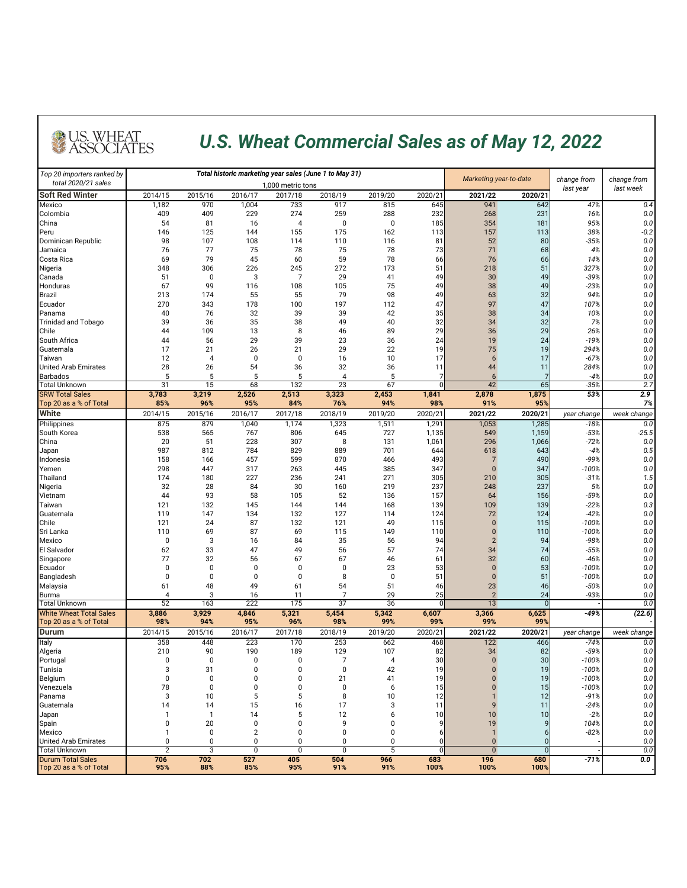# U.S. Wheat Commercial Sales as of May 12, 2022

U.S. WHEAT ASSOCIATES

| Top 20 importers ranked by total 2020/21 sales | Total historic marketing year sales (June 1 to May 31) 1,000 metric tons | | | | | | | Marketing year-to-date | | change from last year | change from last week |
|---|---|---|---|---|---|---|---|---|---|---|---|
| **Soft Red Winter** | 2014/15 | 2015/16 | 2016/17 | 2017/18 | 2018/19 | 2019/20 | 2020/21 | **2021/22** | **2020/21** | | |
| Mexico | 1,182 | 970 | 1,004 | 733 | 917 | 815 | 645 | 941 | 642 | 47% | 0.4 |
| Colombia | 409 | 409 | 229 | 274 | 259 | 288 | 232 | 268 | 231 | 16% | 0.0 |
| China | 54 | 81 | 16 | 4 | 0 | 0 | 185 | 354 | 181 | 95% | 0.0 |
| Peru | 146 | 125 | 144 | 155 | 175 | 162 | 113 | 157 | 113 | 38% | -0.2 |
| Dominican Republic | 98 | 107 | 108 | 114 | 110 | 116 | 81 | 52 | 80 | -35% | 0.0 |
| Jamaica | 76 | 77 | 75 | 78 | 75 | 78 | 73 | 71 | 68 | 4% | 0.0 |
| Costa Rica | 69 | 79 | 45 | 60 | 59 | 78 | 66 | 76 | 66 | 14% | 0.0 |
| Nigeria | 348 | 306 | 226 | 245 | 272 | 173 | 51 | 218 | 51 | 327% | 0.0 |
| Canada | 51 | 0 | 3 | 7 | 29 | 41 | 49 | 30 | 49 | -39% | 0.0 |
| Honduras | 67 | 99 | 116 | 108 | 105 | 75 | 49 | 38 | 49 | -23% | 0.0 |
| Brazil | 213 | 174 | 55 | 55 | 79 | 98 | 49 | 63 | 32 | 94% | 0.0 |
| Ecuador | 270 | 343 | 178 | 100 | 197 | 112 | 47 | 97 | 47 | 107% | 0.0 |
| Panama | 40 | 76 | 32 | 39 | 39 | 42 | 35 | 38 | 34 | 10% | 0.0 |
| Trinidad and Tobago | 39 | 36 | 35 | 38 | 49 | 40 | 32 | 34 | 32 | 7% | 0.0 |
| Chile | 44 | 109 | 13 | 8 | 46 | 89 | 29 | 36 | 29 | 26% | 0.0 |
| South Africa | 44 | 56 | 29 | 39 | 23 | 36 | 24 | 19 | 24 | -19% | 0.0 |
| Guatemala | 17 | 21 | 26 | 21 | 29 | 22 | 19 | 75 | 19 | 294% | 0.0 |
| Taiwan | 12 | 4 | 0 | 0 | 16 | 10 | 17 | 6 | 17 | -67% | 0.0 |
| United Arab Emirates | 28 | 26 | 54 | 36 | 32 | 36 | 11 | 44 | 11 | 284% | 0.0 |
| Barbados | 5 | 5 | 5 | 5 | 4 | 5 | 7 | 6 | 7 | -4% | 0.0 |
| Total Unknown | 31 | 15 | 68 | 132 | 23 | 67 | 0 | 42 | 65 | -35% | 2.7 |
| SRW Total Sales | **3,783** | **3,219** | **2,526** | **2,513** | **3,323** | **2,453** | **1,841** | **2,878** | **1,875** | **53%** | **2.9** |
| Top 20 as a % of Total | **85%** | **96%** | **95%** | **84%** | **76%** | **94%** | **98%** | **91%** | **95%** | | **7%** |
| **White** | 2014/15 | 2015/16 | 2016/17 | 2017/18 | 2018/19 | 2019/20 | 2020/21 | **2021/22** | **2020/21** | year change | week change |
| Philippines | 875 | 879 | 1,040 | 1,174 | 1,323 | 1,511 | 1,291 | 1,053 | 1,285 | -18% | 0.0 |
| South Korea | 538 | 565 | 767 | 806 | 645 | 727 | 1,135 | 549 | 1,159 | -53% | -25.5 |
| China | 20 | 51 | 228 | 307 | 8 | 131 | 1,061 | 296 | 1,066 | -72% | 0.0 |
| Japan | 987 | 812 | 784 | 829 | 889 | 701 | 644 | 618 | 643 | -4% | 0.5 |
| Indonesia | 158 | 166 | 457 | 599 | 870 | 466 | 493 | 7 | 490 | -99% | 0.0 |
| Yemen | 298 | 447 | 317 | 263 | 445 | 385 | 347 | 0 | 347 | -100% | 0.0 |
| Thailand | 174 | 180 | 227 | 236 | 241 | 271 | 305 | 210 | 305 | -31% | 1.5 |
| Nigeria | 32 | 28 | 84 | 30 | 160 | 219 | 237 | 248 | 237 | 5% | 0.0 |
| Vietnam | 44 | 93 | 58 | 105 | 52 | 136 | 157 | 64 | 156 | -59% | 0.0 |
| Taiwan | 121 | 132 | 145 | 144 | 144 | 168 | 139 | 109 | 139 | -22% | 0.3 |
| Guatemala | 119 | 147 | 134 | 132 | 127 | 114 | 124 | 72 | 124 | -42% | 0.0 |
| Chile | 121 | 24 | 87 | 132 | 121 | 49 | 115 | 0 | 115 | -100% | 0.0 |
| Sri Lanka | 110 | 69 | 87 | 69 | 115 | 149 | 110 | 0 | 110 | -100% | 0.0 |
| Mexico | 0 | 3 | 16 | 84 | 35 | 56 | 94 | 2 | 94 | -98% | 0.0 |
| El Salvador | 62 | 33 | 47 | 49 | 56 | 57 | 74 | 34 | 74 | -55% | 0.0 |
| Singapore | 77 | 32 | 56 | 67 | 67 | 46 | 61 | 32 | 60 | -46% | 0.0 |
| Ecuador | 0 | 0 | 0 | 0 | 0 | 23 | 53 | 0 | 53 | -100% | 0.0 |
| Bangladesh | 0 | 0 | 0 | 0 | 8 | 0 | 51 | 0 | 51 | -100% | 0.0 |
| Malaysia | 61 | 48 | 49 | 61 | 54 | 51 | 46 | 23 | 46 | -50% | 0.0 |
| Burma | 4 | 3 | 16 | 11 | 7 | 29 | 25 | 2 | 24 | -93% | 0.0 |
| Total Unknown | 52 | 163 | 222 | 175 | 37 | 36 | 0 | 13 | 0 | - | 0.0 |
| White Wheat Total Sales | **3,886** | **3,929** | **4,846** | **5,321** | **5,454** | **5,342** | **6,607** | **3,366** | **6,625** | **-49%** | **(22.6)** |
| Top 20 as a % of Total | **98%** | **94%** | **95%** | **96%** | **98%** | **99%** | **99%** | **99%** | **99%** | | - |
| **Durum** | 2014/15 | 2015/16 | 2016/17 | 2017/18 | 2018/19 | 2019/20 | 2020/21 | **2021/22** | **2020/21** | year change | week change |
| Italy | 358 | 448 | 223 | 170 | 253 | 662 | 468 | 122 | 466 | -74% | 0.0 |
| Algeria | 210 | 90 | 190 | 189 | 129 | 107 | 82 | 34 | 82 | -59% | 0.0 |
| Portugal | 0 | 0 | 0 | 0 | 7 | 4 | 30 | 0 | 30 | -100% | 0.0 |
| Tunisia | 3 | 31 | 0 | 0 | 0 | 42 | 19 | 0 | 19 | -100% | 0.0 |
| Belgium | 0 | 0 | 0 | 0 | 21 | 41 | 19 | 0 | 19 | -100% | 0.0 |
| Venezuela | 78 | 0 | 0 | 0 | 0 | 6 | 15 | 0 | 15 | -100% | 0.0 |
| Panama | 3 | 10 | 5 | 5 | 8 | 10 | 12 | 1 | 12 | -91% | 0.0 |
| Guatemala | 14 | 14 | 15 | 16 | 17 | 3 | 11 | 9 | 11 | -24% | 0.0 |
| Japan | 1 | 1 | 14 | 5 | 12 | 6 | 10 | 10 | 10 | -2% | 0.0 |
| Spain | 0 | 20 | 0 | 0 | 9 | 0 | 9 | 19 | 9 | 104% | 0.0 |
| Mexico | 1 | 0 | 2 | 0 | 0 | 0 | 6 | 1 | 6 | -82% | 0.0 |
| United Arab Emirates | 0 | 0 | 0 | 0 | 0 | 0 | 0 | 0 | 0 | - | 0.0 |
| Total Unknown | 2 | 3 | 0 | 0 | 0 | 5 | 0 | 0 | 0 | - | 0.0 |
| Durum Total Sales | **706** | **702** | **527** | **405** | **504** | **966** | **683** | **196** | **680** | **-71%** | **0.0** |
| Top 20 as a % of Total | **95%** | **88%** | **85%** | **95%** | **91%** | **91%** | **100%** | **100%** | **100%** | | - |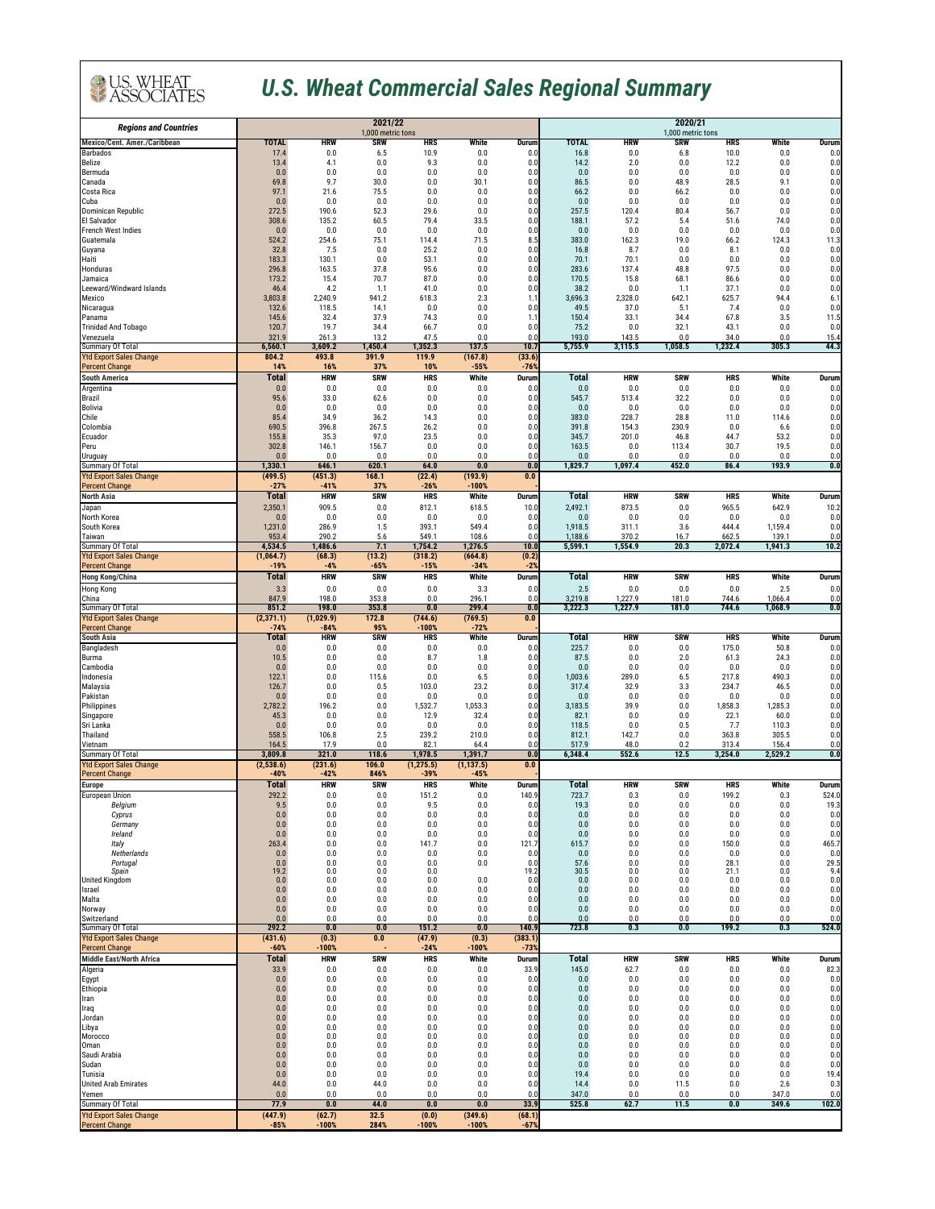# U.S. Wheat Commercial Sales Regional Summary

| Regions and Countries | 2021/22 | | | | | | 2020/21 | | | | | |
|---|---|---|---|---|---|---|---|---|---|---|---|---|
| | 1,000 metric tons | | | | | | 1,000 metric tons | | | | | |
| **Mexico/Cent. Amer./Caribbean** | **TOTAL** | **HRW** | **SRW** | **HRS** | **White** | **Durum** | **TOTAL** | **HRW** | **SRW** | **HRS** | **White** | **Durum** |
| Barbados | 17.4 | 0.0 | 6.5 | 10.9 | 0.0 | 0.0 | 16.8 | 0.0 | 6.8 | 10.0 | 0.0 | 0.0 |
| Belize | 13.4 | 4.1 | 0.0 | 9.3 | 0.0 | 0.0 | 14.2 | 2.0 | 0.0 | 12.2 | 0.0 | 0.0 |
| Bermuda | 0.0 | 0.0 | 0.0 | 0.0 | 0.0 | 0.0 | 0.0 | 0.0 | 0.0 | 0.0 | 0.0 | 0.0 |
| Canada | 69.8 | 9.7 | 30.0 | 0.0 | 30.1 | 0.0 | 86.5 | 0.0 | 48.9 | 28.5 | 9.1 | 0.0 |
| Costa Rica | 97.1 | 21.6 | 75.5 | 0.0 | 0.0 | 0.0 | 66.2 | 0.0 | 66.2 | 0.0 | 0.0 | 0.0 |
| Cuba | 0.0 | 0.0 | 0.0 | 0.0 | 0.0 | 0.0 | 0.0 | 0.0 | 0.0 | 0.0 | 0.0 | 0.0 |
| Dominican Republic | 272.5 | 190.6 | 52.3 | 29.6 | 0.0 | 0.0 | 257.5 | 120.4 | 80.4 | 56.7 | 0.0 | 0.0 |
| El Salvador | 308.6 | 135.2 | 60.5 | 79.4 | 33.5 | 0.0 | 188.1 | 57.2 | 5.4 | 51.6 | 74.0 | 0.0 |
| French West Indies | 0.0 | 0.0 | 0.0 | 0.0 | 0.0 | 0.0 | 0.0 | 0.0 | 0.0 | 0.0 | 0.0 | 0.0 |
| Guatemala | 524.2 | 254.6 | 75.1 | 114.4 | 71.5 | 8.5 | 383.0 | 162.3 | 19.0 | 66.2 | 124.3 | 11.3 |
| Guyana | 32.8 | 7.5 | 0.0 | 25.2 | 0.0 | 0.0 | 16.8 | 8.7 | 0.0 | 8.1 | 0.0 | 0.0 |
| Haiti | 183.3 | 130.1 | 0.0 | 53.1 | 0.0 | 0.0 | 70.1 | 70.1 | 0.0 | 0.0 | 0.0 | 0.0 |
| Honduras | 296.8 | 163.5 | 37.8 | 95.6 | 0.0 | 0.0 | 283.6 | 137.4 | 48.8 | 97.5 | 0.0 | 0.0 |
| Jamaica | 173.2 | 15.4 | 70.7 | 87.0 | 0.0 | 0.0 | 170.5 | 15.8 | 68.1 | 86.6 | 0.0 | 0.0 |
| Leeward/Windward Islands | 46.4 | 4.2 | 1.1 | 41.0 | 0.0 | 0.0 | 38.2 | 0.0 | 1.1 | 37.1 | 0.0 | 0.0 |
| Mexico | 3,803.8 | 2,240.9 | 941.2 | 618.3 | 2.3 | 1.1 | 3,696.3 | 2,328.0 | 642.1 | 625.7 | 94.4 | 6.1 |
| Nicaragua | 132.6 | 118.5 | 14.1 | 0.0 | 0.0 | 0.0 | 49.5 | 37.0 | 5.1 | 7.4 | 0.0 | 0.0 |
| Panama | 145.6 | 32.4 | 37.9 | 74.3 | 0.0 | 1.1 | 150.4 | 33.1 | 34.4 | 67.8 | 3.5 | 11.5 |
| Trinidad And Tobago | 120.7 | 19.7 | 34.4 | 66.7 | 0.0 | 0.0 | 75.2 | 0.0 | 32.1 | 43.1 | 0.0 | 0.0 |
| Venezuela | 321.9 | 261.3 | 13.2 | 47.5 | 0.0 | 0.0 | 193.0 | 143.5 | 0.0 | 34.0 | 0.0 | 15.4 |
| Summary Of Total | **6,560.1** | **3,609.2** | **1,450.4** | **1,352.3** | **137.5** | **10.7** | **5,755.9** | **3,115.5** | **1,058.5** | **1,232.4** | **305.3** | **44.3** |
| Ytd Export Sales Change | **804.2** | **493.8** | **391.9** | **119.9** | **(167.8)** | **(33.6)** | | | | | | |
| Percent Change | **14%** | **16%** | **37%** | **10%** | **-55%** | **-76%** | | | | | | |
| **South America** | **Total** | **HRW** | **SRW** | **HRS** | **White** | **Durum** | **Total** | **HRW** | **SRW** | **HRS** | **White** | **Durum** |
| Argentina | 0.0 | 0.0 | 0.0 | 0.0 | 0.0 | 0.0 | 0.0 | 0.0 | 0.0 | 0.0 | 0.0 | 0.0 |
| Brazil | 95.6 | 33.0 | 62.6 | 0.0 | 0.0 | 0.0 | 545.7 | 513.4 | 32.2 | 0.0 | 0.0 | 0.0 |
| Bolivia | 0.0 | 0.0 | 0.0 | 0.0 | 0.0 | 0.0 | 0.0 | 0.0 | 0.0 | 0.0 | 0.0 | 0.0 |
| Chile | 85.4 | 34.9 | 36.2 | 14.3 | 0.0 | 0.0 | 383.0 | 228.7 | 28.8 | 11.0 | 114.6 | 0.0 |
| Colombia | 690.5 | 396.8 | 267.5 | 26.2 | 0.0 | 0.0 | 391.8 | 154.3 | 230.9 | 0.0 | 6.6 | 0.0 |
| Ecuador | 155.8 | 35.3 | 97.0 | 23.5 | 0.0 | 0.0 | 345.7 | 201.0 | 46.8 | 44.7 | 53.2 | 0.0 |
| Peru | 302.8 | 146.1 | 156.7 | 0.0 | 0.0 | 0.0 | 163.5 | 0.0 | 113.4 | 30.7 | 19.5 | 0.0 |
| Uruguay | 0.0 | 0.0 | 0.0 | 0.0 | 0.0 | 0.0 | 0.0 | 0.0 | 0.0 | 0.0 | 0.0 | 0.0 |
| Summary Of Total | **1,330.1** | **646.1** | **620.1** | **64.0** | **0.0** | **0.0** | **1,829.7** | **1,097.4** | **452.0** | **86.4** | **193.9** | **0.0** |
| Ytd Export Sales Change | **(499.5)** | **(451.3)** | **168.1** | **(22.4)** | **(193.9)** | **0.0** | | | | | | |
| Percent Change | **-27%** | **-41%** | **37%** | **-26%** | **-100%** | **-** | | | | | | |
| **North Asia** | **Total** | **HRW** | **SRW** | **HRS** | **White** | **Durum** | **Total** | **HRW** | **SRW** | **HRS** | **White** | **Durum** |
| Japan | 2,350.1 | 909.5 | 0.0 | 812.1 | 618.5 | 10.0 | 2,492.1 | 873.5 | 0.0 | 965.5 | 642.9 | 10.2 |
| North Korea | 0.0 | 0.0 | 0.0 | 0.0 | 0.0 | 0.0 | 0.0 | 0.0 | 0.0 | 0.0 | 0.0 | 0.0 |
| South Korea | 1,231.0 | 286.9 | 1.5 | 393.1 | 549.4 | 0.0 | 1,918.5 | 311.1 | 3.6 | 444.4 | 1,159.4 | 0.0 |
| Taiwan | 953.4 | 290.2 | 5.6 | 549.1 | 108.6 | 0.0 | 1,188.6 | 370.2 | 16.7 | 662.5 | 139.1 | 0.0 |
| Summary Of Total | **4,534.5** | **1,486.6** | **7.1** | **1,754.2** | **1,276.5** | **10.0** | **5,599.1** | **1,554.9** | **20.3** | **2,072.4** | **1,941.3** | **10.2** |
| Ytd Export Sales Change | **(1,064.7)** | **(68.3)** | **(13.2)** | **(318.2)** | **(664.8)** | **(0.2)** | | | | | | |
| Percent Change | **-19%** | **-4%** | **-65%** | **-15%** | **-34%** | **-2%** | | | | | | |
| **Hong Kong/China** | **Total** | **HRW** | **SRW** | **HRS** | **White** | **Durum** | **Total** | **HRW** | **SRW** | **HRS** | **White** | **Durum** |
| Hong Kong | 3.3 | 0.0 | 0.0 | 0.0 | 3.3 | 0.0 | 2.5 | 0.0 | 0.0 | 0.0 | 2.5 | 0.0 |
| China | 847.9 | 198.0 | 353.8 | 0.0 | 296.1 | 0.0 | 3,219.8 | 1,227.9 | 181.0 | 744.6 | 1,066.4 | 0.0 |
| Summary Of Total | **851.2** | **198.0** | **353.8** | **0.0** | **299.4** | **0.0** | **3,222.3** | **1,227.9** | **181.0** | **744.6** | **1,068.9** | **0.0** |
| Ytd Export Sales Change | **(2,371.1)** | **(1,029.9)** | **172.8** | **(744.6)** | **(769.5)** | **0.0** | | | | | | |
| Percent Change | **-74%** | **-84%** | **95%** | **-100%** | **-72%** | **-** | | | | | | |
| **South Asia** | **Total** | **HRW** | **SRW** | **HRS** | **White** | **Durum** | **Total** | **HRW** | **SRW** | **HRS** | **White** | **Durum** |
| Bangladesh | 0.0 | 0.0 | 0.0 | 0.0 | 0.0 | 0.0 | 225.7 | 0.0 | 0.0 | 175.0 | 50.8 | 0.0 |
| Burma | 10.5 | 0.0 | 0.0 | 8.7 | 1.8 | 0.0 | 87.5 | 0.0 | 2.0 | 61.3 | 24.3 | 0.0 |
| Cambodia | 0.0 | 0.0 | 0.0 | 0.0 | 0.0 | 0.0 | 0.0 | 0.0 | 0.0 | 0.0 | 0.0 | 0.0 |
| Indonesia | 122.1 | 0.0 | 115.6 | 0.0 | 6.5 | 0.0 | 1,003.6 | 289.0 | 6.5 | 217.8 | 490.3 | 0.0 |
| Malaysia | 126.7 | 0.0 | 0.5 | 103.0 | 23.2 | 0.0 | 317.4 | 32.9 | 3.3 | 234.7 | 46.5 | 0.0 |
| Pakistan | 0.0 | 0.0 | 0.0 | 0.0 | 0.0 | 0.0 | 0.0 | 0.0 | 0.0 | 0.0 | 0.0 | 0.0 |
| Philippines | 2,782.2 | 196.2 | 0.0 | 1,532.7 | 1,053.3 | 0.0 | 3,183.5 | 39.9 | 0.0 | 1,858.3 | 1,285.3 | 0.0 |
| Singapore | 45.3 | 0.0 | 0.0 | 12.9 | 32.4 | 0.0 | 82.1 | 0.0 | 0.0 | 22.1 | 60.0 | 0.0 |
| Sri Lanka | 0.0 | 0.0 | 0.0 | 0.0 | 0.0 | 0.0 | 118.5 | 0.0 | 0.5 | 7.7 | 110.3 | 0.0 |
| Thailand | 558.5 | 106.8 | 2.5 | 239.2 | 210.0 | 0.0 | 812.1 | 142.7 | 0.0 | 363.8 | 305.5 | 0.0 |
| Vietnam | 164.5 | 17.9 | 0.0 | 82.1 | 64.4 | 0.0 | 517.9 | 48.0 | 0.2 | 313.4 | 156.4 | 0.0 |
| Summary Of Total | **3,809.8** | **321.0** | **118.6** | **1,978.5** | **1,391.7** | **0.0** | **6,348.4** | **552.6** | **12.5** | **3,254.0** | **2,529.2** | **0.0** |
| Ytd Export Sales Change | **(2,538.6)** | **(231.6)** | **106.0** | **(1,275.5)** | **(1,137.5)** | **0.0** | | | | | | |
| Percent Change | **-40%** | **-42%** | **846%** | **-39%** | **-45%** | | | | | | | |
| **Europe** | **Total** | **HRW** | **SRW** | **HRS** | **White** | **Durum** | **Total** | **HRW** | **SRW** | **HRS** | **White** | **Durum** |
| European Union | 292.2 | 0.0 | 0.0 | 151.2 | 0.0 | 140.9 | 723.7 | 0.3 | 0.0 | 199.2 | 0.3 | 524.0 |
| *Belgium* | 9.5 | 0.0 | 0.0 | 9.5 | 0.0 | 0.0 | 19.3 | 0.0 | 0.0 | 0.0 | 0.0 | 19.3 |
| *Cyprus* | 0.0 | 0.0 | 0.0 | 0.0 | 0.0 | 0.0 | 0.0 | 0.0 | 0.0 | 0.0 | 0.0 | 0.0 |
| *Germany* | 0.0 | 0.0 | 0.0 | 0.0 | 0.0 | 0.0 | 0.0 | 0.0 | 0.0 | 0.0 | 0.0 | 0.0 |
| *Ireland* | 0.0 | 0.0 | 0.0 | 0.0 | 0.0 | 0.0 | 0.0 | 0.0 | 0.0 | 0.0 | 0.0 | 0.0 |
| *Italy* | 263.4 | 0.0 | 0.0 | 141.7 | 0.0 | 121.7 | 615.7 | 0.0 | 0.0 | 150.0 | 0.0 | 465.7 |
| *Netherlands* | 0.0 | 0.0 | 0.0 | 0.0 | 0.0 | 0.0 | 0.0 | 0.0 | 0.0 | 0.0 | 0.0 | 0.0 |
| *Portugal* | 0.0 | 0.0 | 0.0 | 0.0 | 0.0 | 0.0 | 57.6 | 0.0 | 0.0 | 28.1 | 0.0 | 29.5 |
| *Spain* | 19.2 | 0.0 | 0.0 | 0.0 | | 19.2 | 30.5 | 0.0 | 0.0 | 21.1 | 0.0 | 9.4 |
| United Kingdom | 0.0 | 0.0 | 0.0 | 0.0 | 0.0 | 0.0 | 0.0 | 0.0 | 0.0 | 0.0 | 0.0 | 0.0 |
| Israel | 0.0 | 0.0 | 0.0 | 0.0 | 0.0 | 0.0 | 0.0 | 0.0 | 0.0 | 0.0 | 0.0 | 0.0 |
| Malta | 0.0 | 0.0 | 0.0 | 0.0 | 0.0 | 0.0 | 0.0 | 0.0 | 0.0 | 0.0 | 0.0 | 0.0 |
| Norway | 0.0 | 0.0 | 0.0 | 0.0 | 0.0 | 0.0 | 0.0 | 0.0 | 0.0 | 0.0 | 0.0 | 0.0 |
| Switzerland | 0.0 | 0.0 | 0.0 | 0.0 | 0.0 | 0.0 | 0.0 | 0.0 | 0.0 | 0.0 | 0.0 | 0.0 |
| Summary Of Total | **292.2** | **0.0** | **0.0** | **151.2** | **0.0** | **140.9** | **723.8** | **0.3** | **0.0** | **199.2** | **0.3** | **524.0** |
| Ytd Export Sales Change | **(431.6)** | **(0.3)** | **0.0** | **(47.9)** | **(0.3)** | **(383.1)** | | | | | | |
| Percent Change | **-60%** | **-100%** | **-** | **-24%** | **-100%** | **-73%** | | | | | | |
| **Middle East/North Africa** | **Total** | **HRW** | **SRW** | **HRS** | **White** | **Durum** | **Total** | **HRW** | **SRW** | **HRS** | **White** | **Durum** |
| Algeria | 33.9 | 0.0 | 0.0 | 0.0 | 0.0 | 33.9 | 145.0 | 62.7 | 0.0 | 0.0 | 0.0 | 82.3 |
| Egypt | 0.0 | 0.0 | 0.0 | 0.0 | 0.0 | 0.0 | 0.0 | 0.0 | 0.0 | 0.0 | 0.0 | 0.0 |
| Ethiopia | 0.0 | 0.0 | 0.0 | 0.0 | 0.0 | 0.0 | 0.0 | 0.0 | 0.0 | 0.0 | 0.0 | 0.0 |
| Iran | 0.0 | 0.0 | 0.0 | 0.0 | 0.0 | 0.0 | 0.0 | 0.0 | 0.0 | 0.0 | 0.0 | 0.0 |
| Iraq | 0.0 | 0.0 | 0.0 | 0.0 | 0.0 | 0.0 | 0.0 | 0.0 | 0.0 | 0.0 | 0.0 | 0.0 |
| Jordan | 0.0 | 0.0 | 0.0 | 0.0 | 0.0 | 0.0 | 0.0 | 0.0 | 0.0 | 0.0 | 0.0 | 0.0 |
| Libya | 0.0 | 0.0 | 0.0 | 0.0 | 0.0 | 0.0 | 0.0 | 0.0 | 0.0 | 0.0 | 0.0 | 0.0 |
| Morocco | 0.0 | 0.0 | 0.0 | 0.0 | 0.0 | 0.0 | 0.0 | 0.0 | 0.0 | 0.0 | 0.0 | 0.0 |
| Oman | 0.0 | 0.0 | 0.0 | 0.0 | 0.0 | 0.0 | 0.0 | 0.0 | 0.0 | 0.0 | 0.0 | 0.0 |
| Saudi Arabia | 0.0 | 0.0 | 0.0 | 0.0 | 0.0 | 0.0 | 0.0 | 0.0 | 0.0 | 0.0 | 0.0 | 0.0 |
| Sudan | 0.0 | 0.0 | 0.0 | 0.0 | 0.0 | 0.0 | 0.0 | 0.0 | 0.0 | 0.0 | 0.0 | 0.0 |
| Tunisia | 0.0 | 0.0 | 0.0 | 0.0 | 0.0 | 0.0 | 19.4 | 0.0 | 0.0 | 0.0 | 0.0 | 19.4 |
| United Arab Emirates | 44.0 | 0.0 | 44.0 | 0.0 | 0.0 | 0.0 | 14.4 | 0.0 | 11.5 | 0.0 | 2.6 | 0.3 |
| Yemen | 0.0 | 0.0 | 0.0 | 0.0 | 0.0 | 0.0 | 347.0 | 0.0 | 0.0 | 0.0 | 347.0 | 0.0 |
| Summary Of Total | **77.9** | **0.0** | **44.0** | **0.0** | **0.0** | **33.9** | **525.8** | **62.7** | **11.5** | **0.0** | **349.6** | **102.0** |
| Ytd Export Sales Change | **(447.9)** | **(62.7)** | **32.5** | **(0.0)** | **(349.6)** | **(68.1)** | | | | | | |
| Percent Change | **-85%** | **-100%** | **284%** | **-100%** | **-100%** | **-67%** | | | | | | |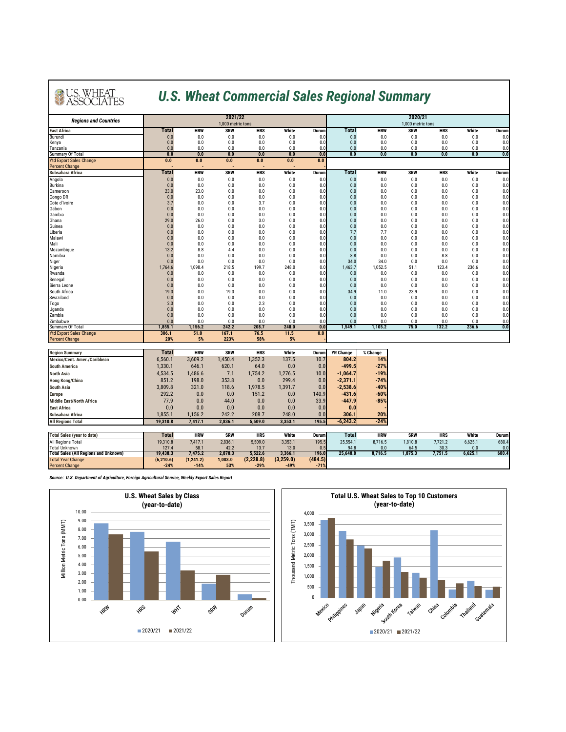U.S. WHEAT ASSOCIATES

# U.S. Wheat Commercial Sales Regional Summary

| Regions and Countries | 2021/22 (1,000 metric tons) | | | | | | 2020/21 (1,000 metric tons) | | | | | |
|---|---|---|---|---|---|---|---|---|---|---|---|---|
| **East Africa** | **Total** | HRW | SRW | HRS | White | Durum | **Total** | HRW | SRW | HRS | White | Durum |
| Burundi | 0.0 | 0.0 | 0.0 | 0.0 | 0.0 | 0.0 | 0.0 | 0.0 | 0.0 | 0.0 | 0.0 | 0.0 |
| Kenya | 0.0 | 0.0 | 0.0 | 0.0 | 0.0 | 0.0 | 0.0 | 0.0 | 0.0 | 0.0 | 0.0 | 0.0 |
| Tanzania | 0.0 | 0.0 | 0.0 | 0.0 | 0.0 | 0.0 | 0.0 | 0.0 | 0.0 | 0.0 | 0.0 | 0.0 |
| Summary Of Total | 0.0 | 0.0 | 0.0 | 0.0 | 0.0 | 0.0 | 0.0 | 0.0 | 0.0 | 0.0 | 0.0 | 0.0 |
| Ytd Export Sales Change | 0.0 | 0.0 | 0.0 | 0.0 | 0.0 | 0.0 | | | | | | |
| Percent Change | - | - | - | - | - | | | | | | | |
| **Subsahara Africa** | **Total** | HRW | SRW | HRS | White | Durum | **Total** | HRW | SRW | HRS | White | Durum |
| Angola | 0.0 | 0.0 | 0.0 | 0.0 | 0.0 | 0.0 | 0.0 | 0.0 | 0.0 | 0.0 | 0.0 | 0.0 |
| Burkina | 0.0 | 0.0 | 0.0 | 0.0 | 0.0 | 0.0 | 0.0 | 0.0 | 0.0 | 0.0 | 0.0 | 0.0 |
| Cameroon | 23.0 | 23.0 | 0.0 | 0.0 | 0.0 | 0.0 | 0.0 | 0.0 | 0.0 | 0.0 | 0.0 | 0.0 |
| Congo DR | 0.0 | 0.0 | 0.0 | 0.0 | 0.0 | 0.0 | 0.0 | 0.0 | 0.0 | 0.0 | 0.0 | 0.0 |
| Cote d'Ivoire | 3.7 | 0.0 | 0.0 | 3.7 | 0.0 | 0.0 | 0.0 | 0.0 | 0.0 | 0.0 | 0.0 | 0.0 |
| Gabon | 0.0 | 0.0 | 0.0 | 0.0 | 0.0 | 0.0 | 0.0 | 0.0 | 0.0 | 0.0 | 0.0 | 0.0 |
| Gambia | 0.0 | 0.0 | 0.0 | 0.0 | 0.0 | 0.0 | 0.0 | 0.0 | 0.0 | 0.0 | 0.0 | 0.0 |
| Ghana | 29.0 | 26.0 | 0.0 | 3.0 | 0.0 | 0.0 | 0.0 | 0.0 | 0.0 | 0.0 | 0.0 | 0.0 |
| Guinea | 0.0 | 0.0 | 0.0 | 0.0 | 0.0 | 0.0 | 0.0 | 0.0 | 0.0 | 0.0 | 0.0 | 0.0 |
| Liberia | 0.0 | 0.0 | 0.0 | 0.0 | 0.0 | 0.0 | 7.7 | 7.7 | 0.0 | 0.0 | 0.0 | 0.0 |
| Malawi | 0.0 | 0.0 | 0.0 | 0.0 | 0.0 | 0.0 | 0.0 | 0.0 | 0.0 | 0.0 | 0.0 | 0.0 |
| Mali | 0.0 | 0.0 | 0.0 | 0.0 | 0.0 | 0.0 | 0.0 | 0.0 | 0.0 | 0.0 | 0.0 | 0.0 |
| Mozambique | 13.2 | 8.8 | 4.4 | 0.0 | 0.0 | 0.0 | 0.0 | 0.0 | 0.0 | 0.0 | 0.0 | 0.0 |
| Namibia | 0.0 | 0.0 | 0.0 | 0.0 | 0.0 | 0.0 | 8.8 | 0.0 | 0.0 | 8.8 | 0.0 | 0.0 |
| Niger | 0.0 | 0.0 | 0.0 | 0.0 | 0.0 | 0.0 | 34.0 | 34.0 | 0.0 | 0.0 | 0.0 | 0.0 |
| Nigeria | 1,764.6 | 1,098.4 | 218.5 | 199.7 | 248.0 | 0.0 | 1,463.7 | 1,052.5 | 51.1 | 123.4 | 236.6 | 0.0 |
| Rwanda | 0.0 | 0.0 | 0.0 | 0.0 | 0.0 | 0.0 | 0.0 | 0.0 | 0.0 | 0.0 | 0.0 | 0.0 |
| Senegal | 0.0 | 0.0 | 0.0 | 0.0 | 0.0 | 0.0 | 0.0 | 0.0 | 0.0 | 0.0 | 0.0 | 0.0 |
| Sierra Leone | 0.0 | 0.0 | 0.0 | 0.0 | 0.0 | 0.0 | 0.0 | 0.0 | 0.0 | 0.0 | 0.0 | 0.0 |
| South Africa | 19.3 | 0.0 | 19.3 | 0.0 | 0.0 | 0.0 | 34.9 | 11.0 | 23.9 | 0.0 | 0.0 | 0.0 |
| Swaziland | 0.0 | 0.0 | 0.0 | 0.0 | 0.0 | 0.0 | 0.0 | 0.0 | 0.0 | 0.0 | 0.0 | 0.0 |
| Togo | 2.3 | 0.0 | 0.0 | 2.3 | 0.0 | 0.0 | 0.0 | 0.0 | 0.0 | 0.0 | 0.0 | 0.0 |
| Uganda | 0.0 | 0.0 | 0.0 | 0.0 | 0.0 | 0.0 | 0.0 | 0.0 | 0.0 | 0.0 | 0.0 | 0.0 |
| Zambia | 0.0 | 0.0 | 0.0 | 0.0 | 0.0 | 0.0 | 0.0 | 0.0 | 0.0 | 0.0 | 0.0 | 0.0 |
| Zimbabwe | 0.0 | 0.0 | 0.0 | 0.0 | 0.0 | 0.0 | 0.0 | 0.0 | 0.0 | 0.0 | 0.0 | 0.0 |
| Summary Of Total | 1,855.1 | 1,156.2 | 242.2 | 208.7 | 248.0 | 0.0 | 1,549.1 | 1,105.2 | 75.0 | 132.2 | 236.6 | 0.0 |
| Ytd Export Sales Change | 306.1 | 51.0 | 167.1 | 76.5 | 11.5 | 0.0 | | | | | | |
| Percent Change | 20% | 5% | 223% | 58% | 5% | | | | | | | |

| Region Summary | Total | HRW | SRW | HRS | White | Durum | YR Change | % Change |
|---|---|---|---|---|---|---|---|---|
| Mexico/Cent. Amer./Caribbean | 6,560.1 | 3,609.2 | 1,450.4 | 1,352.3 | 137.5 | 10.7 | 804.2 | 14% |
| South America | 1,330.1 | 646.1 | 620.1 | 64.0 | 0.0 | 0.0 | -499.5 | -27% |
| North Asia | 4,534.5 | 1,486.6 | 7.1 | 1,754.2 | 1,276.5 | 10.0 | -1,064.7 | -19% |
| Hong Kong/China | 851.2 | 198.0 | 353.8 | 0.0 | 299.4 | 0.0 | -2,371.1 | -74% |
| South Asia | 3,809.8 | 321.0 | 118.6 | 1,978.5 | 1,391.7 | 0.0 | -2,538.6 | -40% |
| Europe | 292.2 | 0.0 | 0.0 | 151.2 | 0.0 | 140.9 | -431.6 | -60% |
| Middle East/North Africa | 77.9 | 0.0 | 44.0 | 0.0 | 0.0 | 33.9 | -447.9 | -85% |
| East Africa | 0.0 | 0.0 | 0.0 | 0.0 | 0.0 | 0.0 | 0.0 | - |
| Subsahara Africa | 1,855.1 | 1,156.2 | 242.2 | 208.7 | 248.0 | 0.0 | 306.1 | 20% |
| **All Regions Total** | **19,310.8** | **7,417.1** | **2,836.1** | **5,509.0** | **3,353.1** | **195.5** | **-6,243.2** | **-24%** |

| Total Sales (year to date) | Total | HRW | SRW | HRS | White | Durum | Total | HRW | SRW | HRS | White | Durum |
|---|---|---|---|---|---|---|---|---|---|---|---|---|
| All Regions Total | 19,310.8 | 7,417.1 | 2,836.1 | 5,509.0 | 3,353.1 | 195.5 | 25,554.1 | 8,716.5 | 1,810.8 | 7,721.2 | 6,625.1 | 680.4 |
| Total Unknown | 127.4 | 58.1 | 42.2 | 13.7 | 13.0 | 0.5 | 94.8 | 0.0 | 64.5 | 30.3 | 0.0 | 0.0 |
| **Total Sales (All Regions and Unknown)** | **19,438.3** | **7,475.2** | **2,878.3** | **5,522.6** | **3,366.1** | **196.0** | **25,648.8** | **8,716.5** | **1,875.3** | **7,751.5** | **6,625.1** | **680.4** |
| Total Year Change | (6,210.6) | (1,241.2) | 1,003.0 | (2,228.8) | (3,259.0) | (484.5) | | | | | | |
| Percent Change | -24% | -14% | 53% | -29% | -49% | -71% | | | | | | |

*Source: U.S. Department of Agriculture, Foreign Agricultural Service, Weekly Export Sales Report*

**U.S. Wheat Sales by Class (year-to-date)**

Million Metric Tons (MMT)

10.00
9.00
8.00
7.00
6.00
5.00
4.00
3.00
2.00
1.00
0.00

HRW
HRS
WHT
SRW
Durum

2020/21
2021/22

**Total U.S. Wheat Sales to Top 10 Customers (year-to-date)**

Thousand Metric Tons (TMT)

4,000
3,500
3,000
2,500
2,000
1,500
1,000
500
0

Mexico
Philippines
Japan
Nigeria
South Korea
Taiwan
China
Colombia
Thailand
Guatemala

2020/21
2021/22